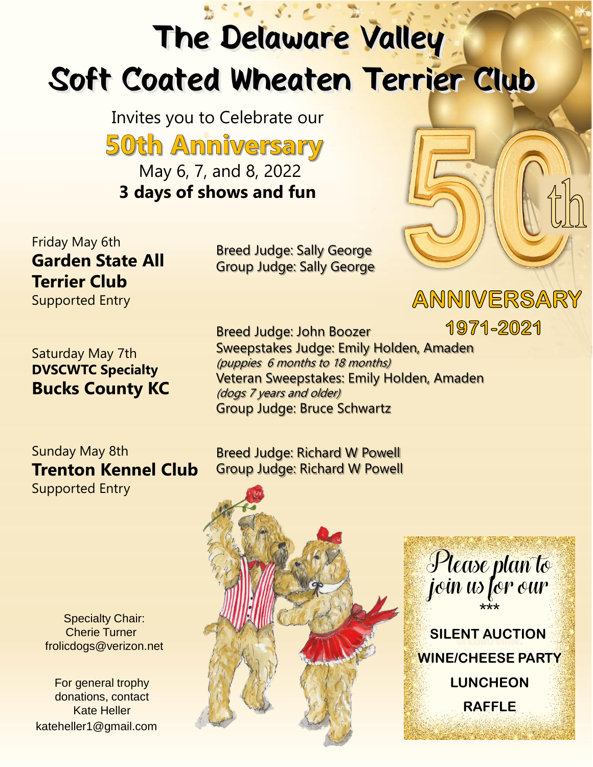# The Delaware Valley Soft Coated Wheaten Terrier Club

Invites you to Celebrate our

## 50th Anniversary

May 6, 7, and 8, 2022

**3 days of shows and fun**

50th ANNIVERSARY 1971-2021

Friday May 6th
**Garden State All Terrier Club**
Supported Entry

Breed Judge: Sally George
Group Judge: Sally George

Saturday May 7th
**DVSCWTC Specialty**
**Bucks County KC**

Breed Judge: John Boozer
Sweepstakes Judge: Emily Holden, Amaden
*(puppies 6 months to 18 months)*
Veteran Sweepstakes: Emily Holden, Amaden
*(dogs 7 years and older)*
Group Judge: Bruce Schwartz

Sunday May 8th
**Trenton Kennel Club**
Supported Entry

Breed Judge: Richard W Powell
Group Judge: Richard W Powell

Specialty Chair:
Cherie Turner
frolicdogs@verizon.net

For general trophy donations, contact
Kate Heller
kateheller1@gmail.com

Please plan to join us for our
***

**SILENT AUCTION**
**WINE/CHEESE PARTY**
**LUNCHEON**
**RAFFLE**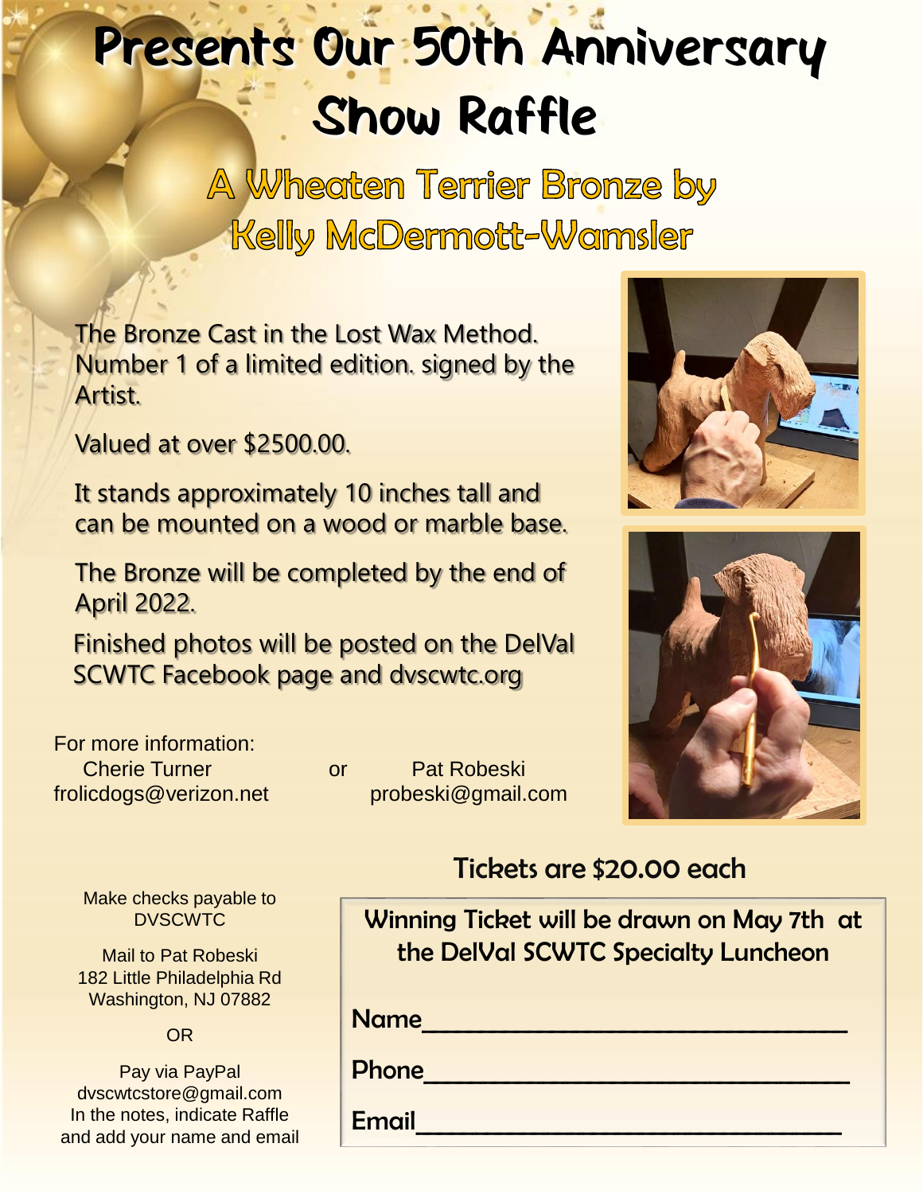# Presents Our 50th Anniversary Show Raffle

## A Wheaten Terrier Bronze by Kelly McDermott-Wamsler

The Bronze Cast in the Lost Wax Method. Number 1 of a limited edition. signed by the Artist.

Valued at over $2500.00.

It stands approximately 10 inches tall and can be mounted on a wood or marble base.

The Bronze will be completed by the end of April 2022.

Finished photos will be posted on the DelVal SCWTC Facebook page and dvscwtc.org

For more information:

Cherie Turner
frolicdogs@verizon.net

or

Pat Robeski
probeski@gmail.com

### Tickets are $20.00 each

Make checks payable to DVSCWTC

Mail to Pat Robeski
182 Little Philadelphia Rd
Washington, NJ 07882

OR

Pay via PayPal
dvscwtcstore@gmail.com
In the notes, indicate Raffle and add your name and email

**Winning Ticket will be drawn on May 7th at the DelVal SCWTC Specialty Luncheon**

Name________________________________

Phone________________________________

Email________________________________